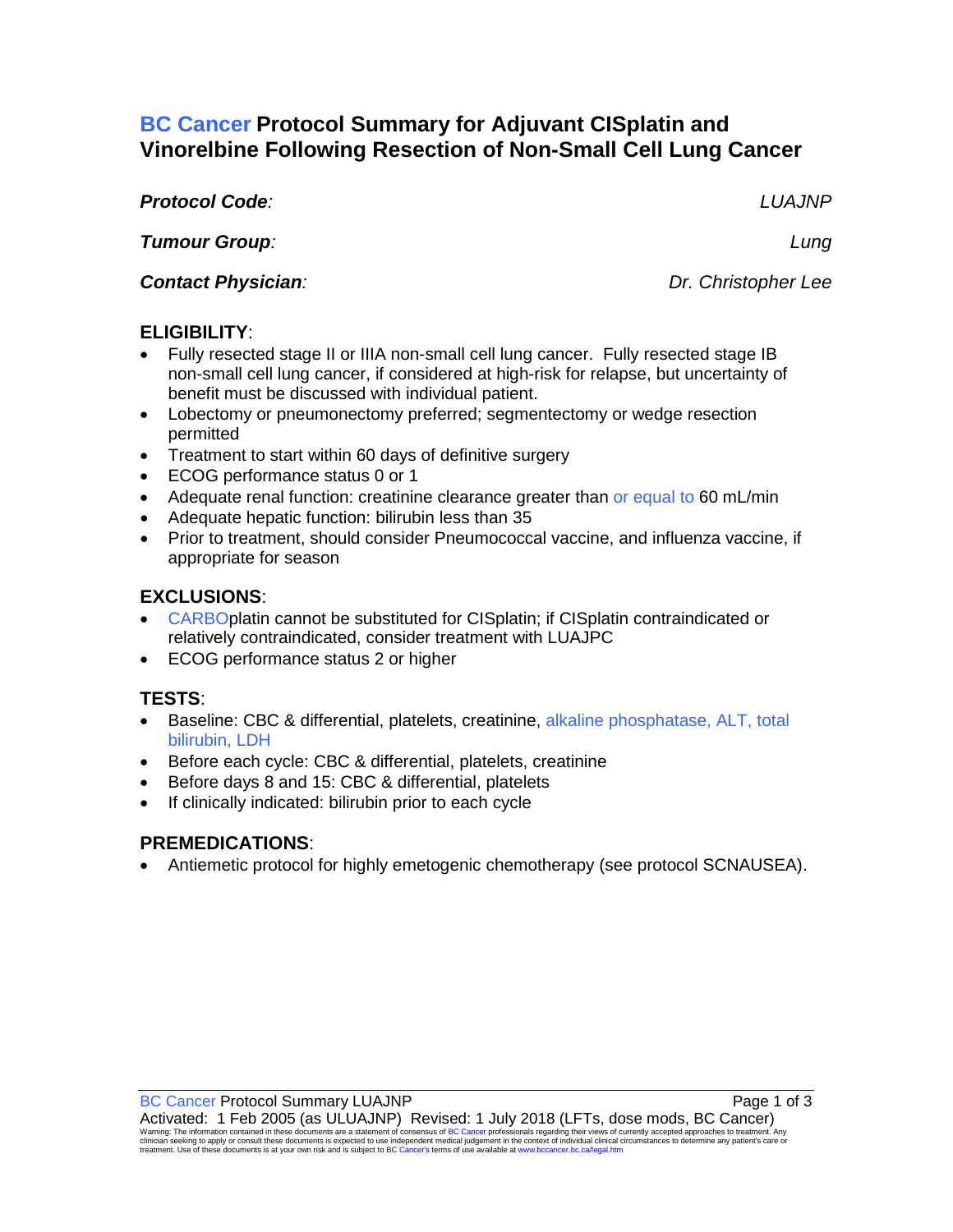# BC Cancer Protocol Summary for Adjuvant CISplatin and Vinorelbine Following Resection of Non-Small Cell Lung Cancer

***Protocol Code:*** *LUAJNP*

***Tumour Group:*** *Lung*

***Contact Physician:*** *Dr. Christopher Lee*

## ELIGIBILITY:

- Fully resected stage II or IIIA non-small cell lung cancer. Fully resected stage IB non-small cell lung cancer, if considered at high-risk for relapse, but uncertainty of benefit must be discussed with individual patient.
- Lobectomy or pneumonectomy preferred; segmentectomy or wedge resection permitted
- Treatment to start within 60 days of definitive surgery
- ECOG performance status 0 or 1
- Adequate renal function: creatinine clearance greater than or equal to 60 mL/min
- Adequate hepatic function: bilirubin less than 35
- Prior to treatment, should consider Pneumococcal vaccine, and influenza vaccine, if appropriate for season

## EXCLUSIONS:

- CARBOplatin cannot be substituted for CISplatin; if CISplatin contraindicated or relatively contraindicated, consider treatment with LUAJPC
- ECOG performance status 2 or higher

## TESTS:

- Baseline: CBC & differential, platelets, creatinine, alkaline phosphatase, ALT, total bilirubin, LDH
- Before each cycle: CBC & differential, platelets, creatinine
- Before days 8 and 15: CBC & differential, platelets
- If clinically indicated: bilirubin prior to each cycle

## PREMEDICATIONS:

- Antiemetic protocol for highly emetogenic chemotherapy (see protocol SCNAUSEA).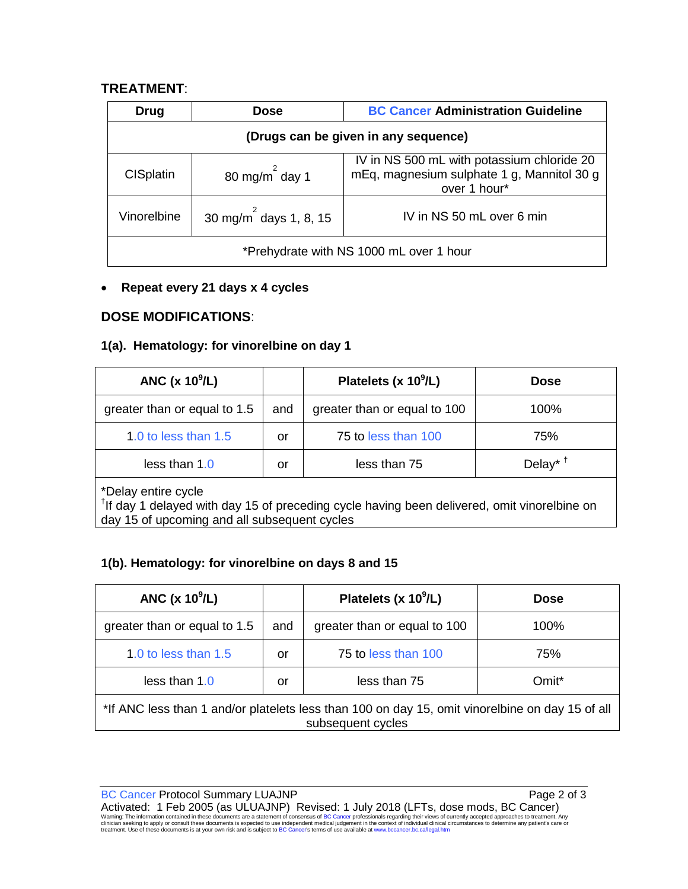**TREATMENT**:

| Drug | Dose | BC Cancer Administration Guideline |
|---|---|---|
| (Drugs can be given in any sequence) | | |
| CISplatin | 80 mg/m$^2$ day 1 | IV in NS 500 mL with potassium chloride 20 mEq, magnesium sulphate 1 g, Mannitol 30 g over 1 hour* |
| Vinorelbine | 30 mg/m$^2$ days 1, 8, 15 | IV in NS 50 mL over 6 min |
| *Prehydrate with NS 1000 mL over 1 hour | | |

- **Repeat every 21 days x 4 cycles**

**DOSE MODIFICATIONS**:

**1(a). Hematology: for vinorelbine on day 1**

| ANC (x $10^9$/L) | | Platelets (x $10^9$/L) | Dose |
|---|---|---|---|
| greater than or equal to 1.5 | and | greater than or equal to 100 | 100% |
| 1.0 to less than 1.5 | or | 75 to less than 100 | 75% |
| less than 1.0 | or | less than 75 | Delay* † |

*Delay entire cycle
†If day 1 delayed with day 15 of preceding cycle having been delivered, omit vinorelbine on day 15 of upcoming and all subsequent cycles

**1(b). Hematology: for vinorelbine on days 8 and 15**

| ANC (x $10^9$/L) | | Platelets (x $10^9$/L) | Dose |
|---|---|---|---|
| greater than or equal to 1.5 | and | greater than or equal to 100 | 100% |
| 1.0 to less than 1.5 | or | 75 to less than 100 | 75% |
| less than 1.0 | or | less than 75 | Omit* |

*If ANC less than 1 and/or platelets less than 100 on day 15, omit vinorelbine on day 15 of all subsequent cycles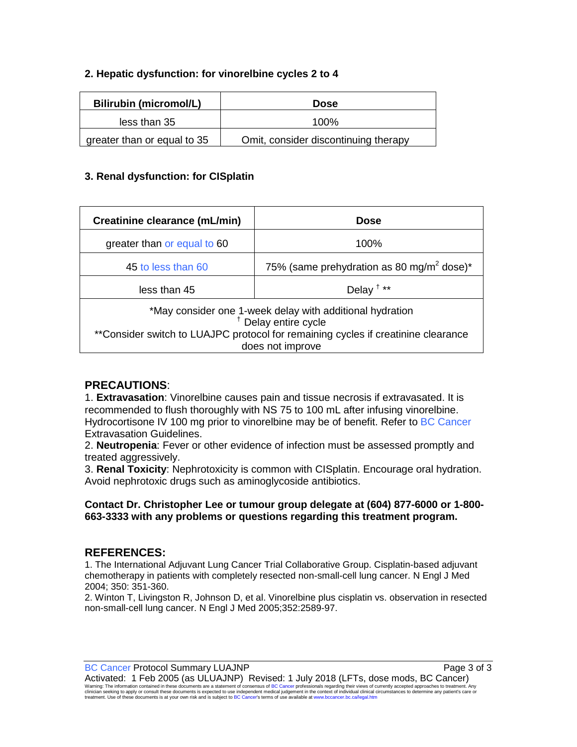### 2. Hepatic dysfunction: for vinorelbine cycles 2 to 4

| Bilirubin (micromol/L) | Dose |
|---|---|
| less than 35 | 100% |
| greater than or equal to 35 | Omit, consider discontinuing therapy |

### 3. Renal dysfunction: for CISplatin

| Creatinine clearance (mL/min) | Dose |
|---|---|
| greater than or equal to 60 | 100% |
| 45 to less than 60 | 75% (same prehydration as 80 mg/m$^2$ dose)* |
| less than 45 | Delay † ** |
| *May consider one 1-week delay with additional hydration<br>† Delay entire cycle<br>**Consider switch to LUAJPC protocol for remaining cycles if creatinine clearance does not improve | |

## PRECAUTIONS:

1. **Extravasation**: Vinorelbine causes pain and tissue necrosis if extravasated. It is recommended to flush thoroughly with NS 75 to 100 mL after infusing vinorelbine. Hydrocortisone IV 100 mg prior to vinorelbine may be of benefit. Refer to BC Cancer Extravasation Guidelines.
2. **Neutropenia**: Fever or other evidence of infection must be assessed promptly and treated aggressively.
3. **Renal Toxicity**: Nephrotoxicity is common with CISplatin. Encourage oral hydration. Avoid nephrotoxic drugs such as aminoglycoside antibiotics.

**Contact Dr. Christopher Lee or tumour group delegate at (604) 877-6000 or 1-800-663-3333 with any problems or questions regarding this treatment program.**

## REFERENCES:

1. The International Adjuvant Lung Cancer Trial Collaborative Group. Cisplatin-based adjuvant chemotherapy in patients with completely resected non-small-cell lung cancer. N Engl J Med 2004; 350: 351-360.
2. Winton T, Livingston R, Johnson D, et al. Vinorelbine plus cisplatin vs. observation in resected non-small-cell lung cancer. N Engl J Med 2005;352:2589-97.